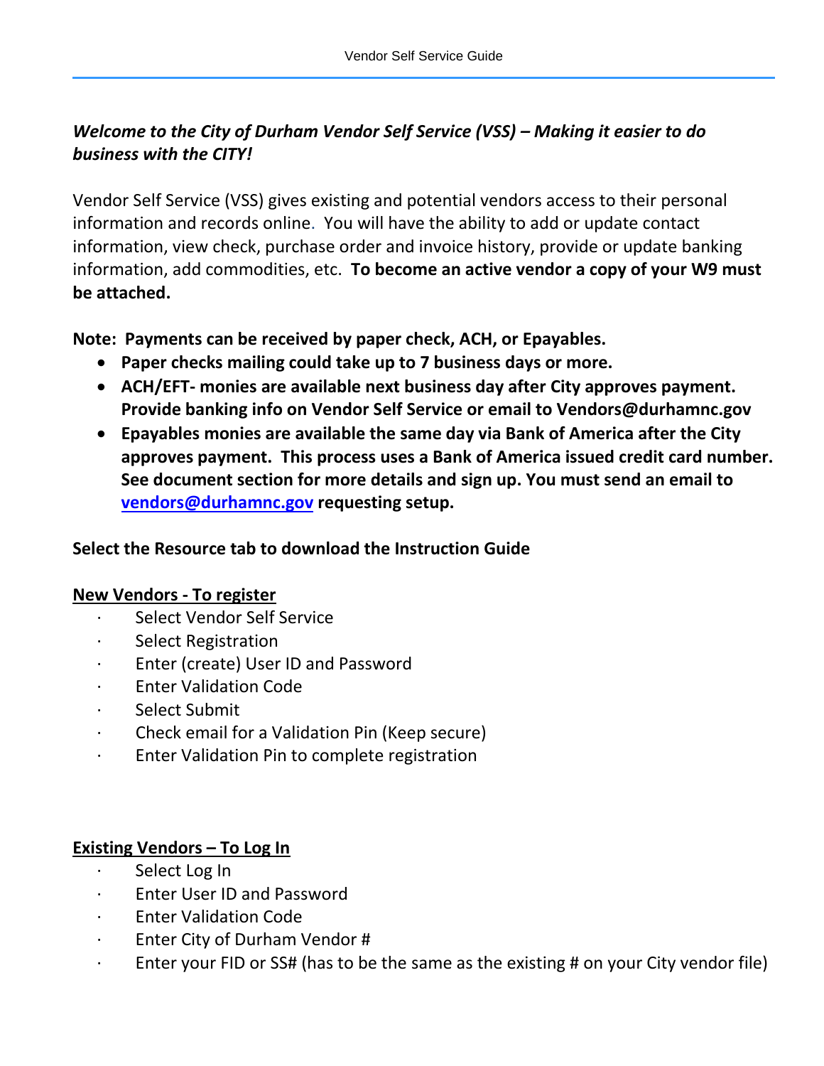***Welcome to the City of Durham Vendor Self Service (VSS) – Making it easier to do business with the CITY!***

Vendor Self Service (VSS) gives existing and potential vendors access to their personal information and records online. You will have the ability to add or update contact information, view check, purchase order and invoice history, provide or update banking information, add commodities, etc. **To become an active vendor a copy of your W9 must be attached.**

**Note: Payments can be received by paper check, ACH, or Epayables.**

- **Paper checks mailing could take up to 7 business days or more.**
- **ACH/EFT- monies are available next business day after City approves payment. Provide banking info on Vendor Self Service or email to Vendors@durhamnc.gov**
- **Epayables monies are available the same day via Bank of America after the City approves payment. This process uses a Bank of America issued credit card number. See document section for more details and sign up. You must send an email to [vendors@durhamnc.gov](mailto:vendors@durhamnc.gov) requesting setup.**

**Select the Resource tab to download the Instruction Guide**

**<u>New Vendors - To register</u>**

- Select Vendor Self Service
- Select Registration
- Enter (create) User ID and Password
- Enter Validation Code
- Select Submit
- Check email for a Validation Pin (Keep secure)
- Enter Validation Pin to complete registration

**<u>Existing Vendors – To Log In</u>**

- Select Log In
- Enter User ID and Password
- Enter Validation Code
- Enter City of Durham Vendor #
- Enter your FID or SS# (has to be the same as the existing # on your City vendor file)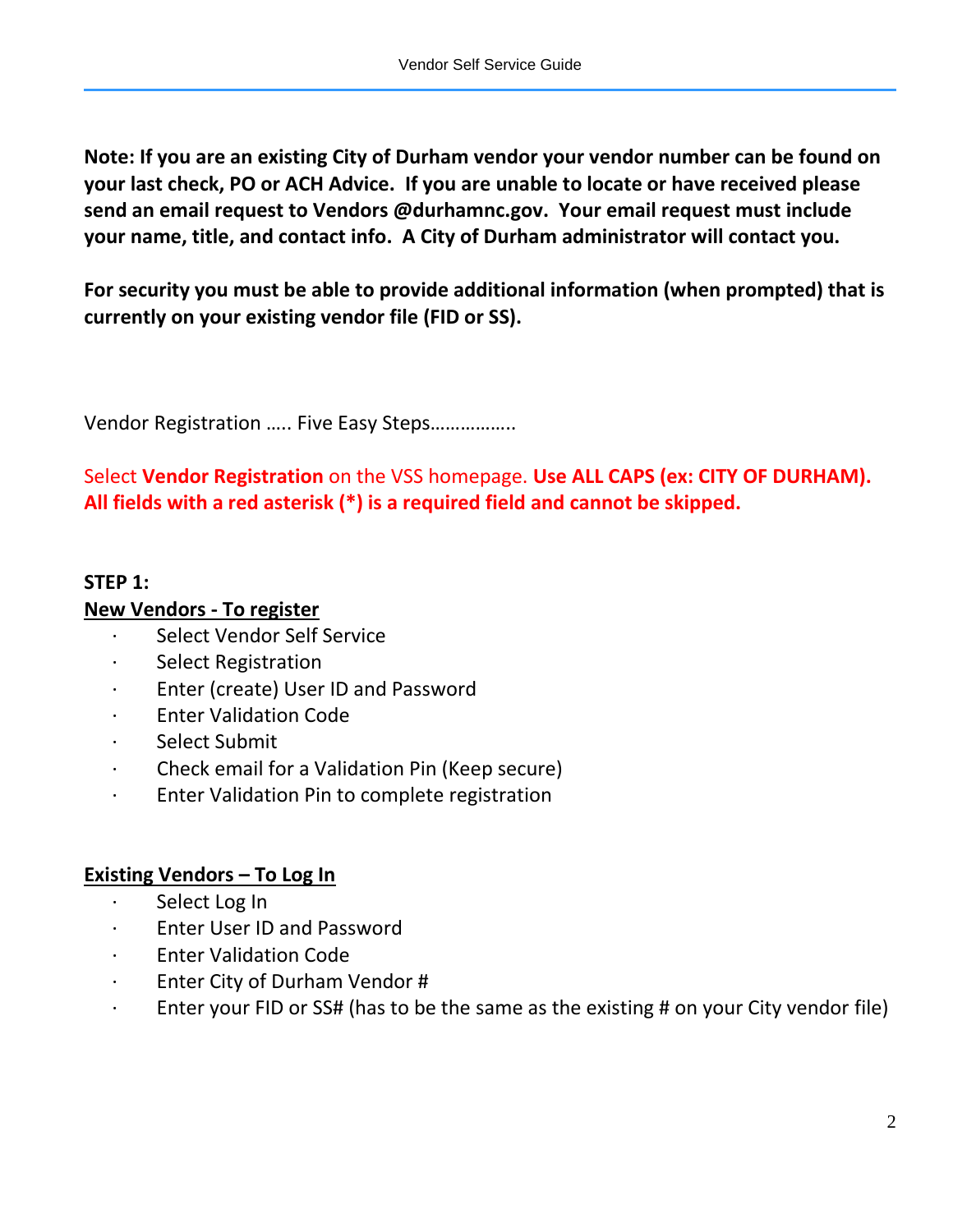**Note: If you are an existing City of Durham vendor your vendor number can be found on your last check, PO or ACH Advice. If you are unable to locate or have received please send an email request to Vendors @durhamnc.gov. Your email request must include your name, title, and contact info. A City of Durham administrator will contact you.**

**For security you must be able to provide additional information (when prompted) that is currently on your existing vendor file (FID or SS).**

Vendor Registration ….. Five Easy Steps…………….

Select **Vendor Registration** on the VSS homepage. **Use ALL CAPS (ex: CITY OF DURHAM). All fields with a red asterisk (*) is a required field and cannot be skipped.**

**STEP 1:**

**New Vendors - To register**

- Select Vendor Self Service
- Select Registration
- Enter (create) User ID and Password
- Enter Validation Code
- Select Submit
- Check email for a Validation Pin (Keep secure)
- Enter Validation Pin to complete registration

**Existing Vendors – To Log In**

- Select Log In
- Enter User ID and Password
- Enter Validation Code
- Enter City of Durham Vendor #
- Enter your FID or SS# (has to be the same as the existing # on your City vendor file)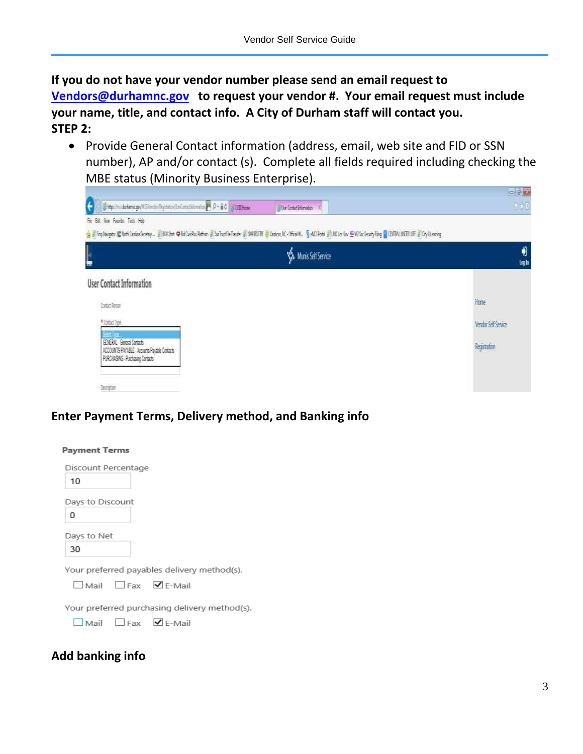**If you do not have your vendor number please send an email request to [Vendors@durhamnc.gov](mailto:Vendors@durhamnc.gov) to request your vendor #. Your email request must include your name, title, and contact info. A City of Durham staff will contact you.**

**STEP 2:**

- Provide General Contact information (address, email, web site and FID or SSN number), AP and/or contact (s). Complete all fields required including checking the MBE status (Minority Business Enterprise).

**Enter Payment Terms, Delivery method, and Banking info**

**Payment Terms**

Discount Percentage
10

Days to Discount
0

Days to Net
30

Your preferred payables delivery method(s).
☐ Mail ☐ Fax ☑ E-Mail

Your preferred purchasing delivery method(s).
☐ Mail ☐ Fax ☑ E-Mail

**Add banking info**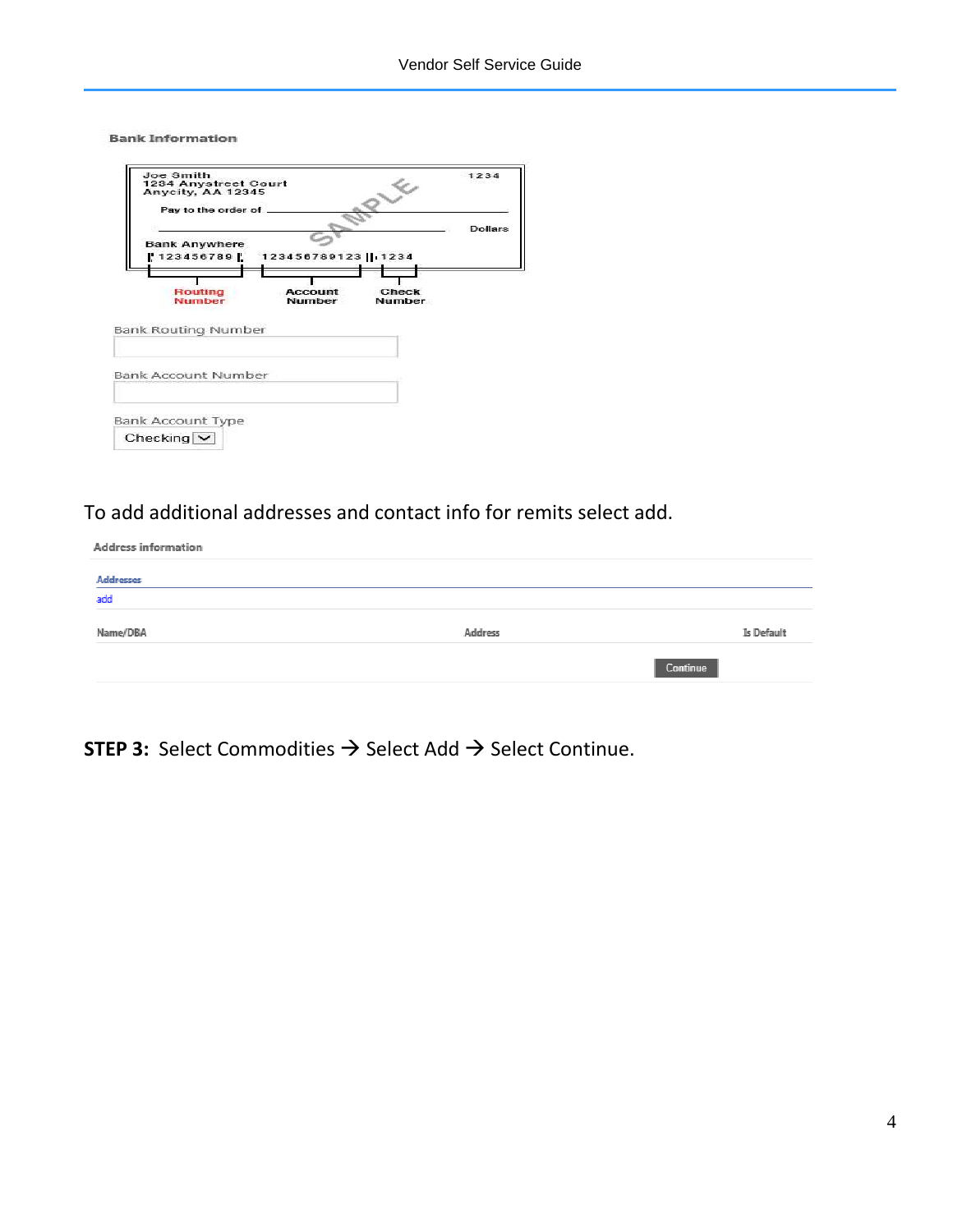**Bank Information**

Joe Smith
1234 Anystreet Court
Anycity, AA 12345

1234

Pay to the order of

Dollars

SAMPLE

Bank Anywhere
123456789 123456789123 1234

Routing Number | Account Number | Check Number

Bank Routing Number

Bank Account Number

Bank Account Type

Checking

To add additional addresses and contact info for remits select add.

**Address information**

Addresses

add

| Name/DBA | Address | Is Default |
| --- | --- | --- |

Continue

**STEP 3:** Select Commodities → Select Add → Select Continue.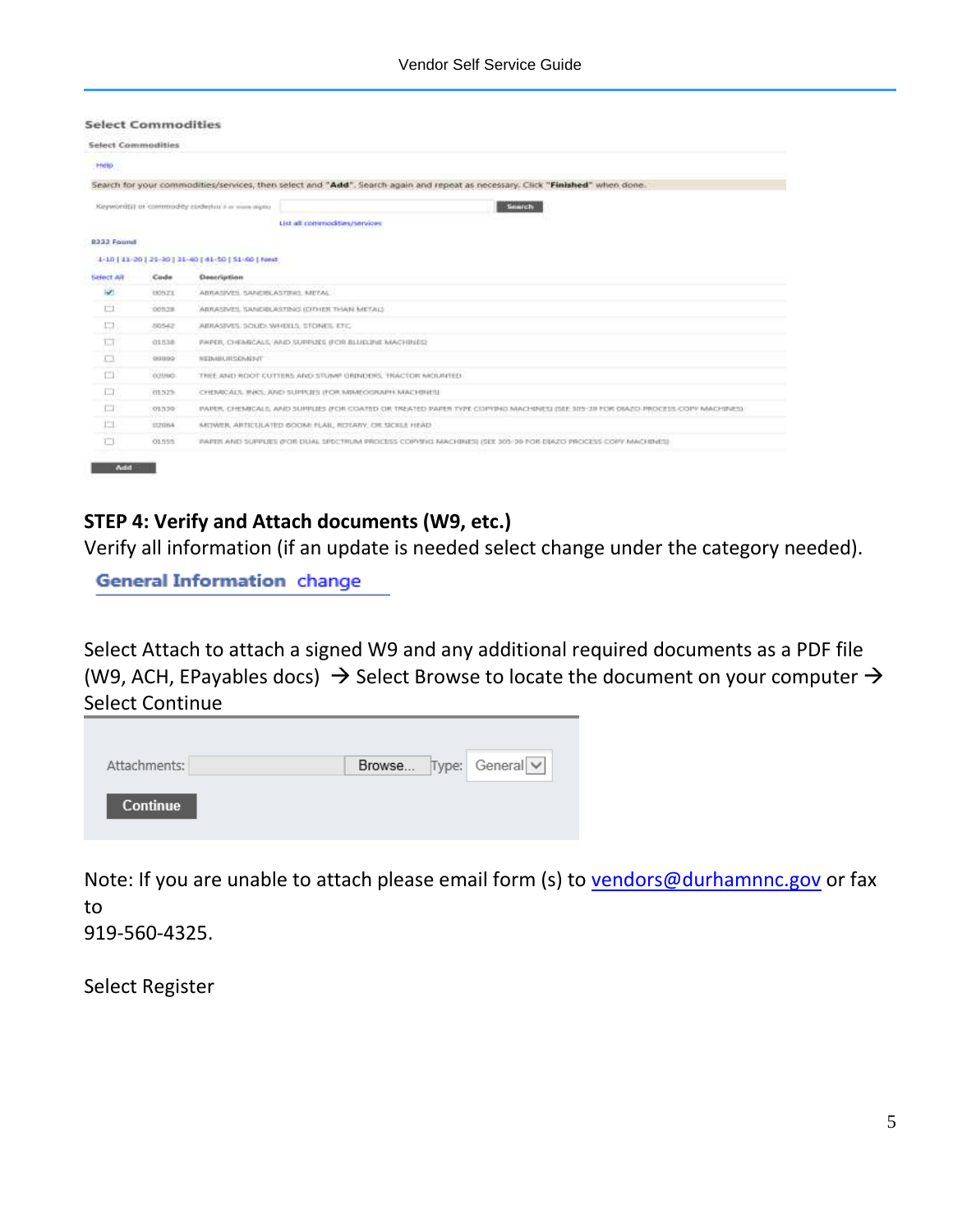**Select Commodities**

Select Commodities

Help

Search for your commodities/services, then select and "**Add**". Search again and repeat as necessary. Click "**Finished**" when done.

Keyword(s) or commodity code(s) (3 or more digits) [ ] Search

List all commodities/services

8332 Found

1-10 | 11-20 | 21-30 | 31-40 | 41-50 | 51-60 | Next

| Select All | Code | Description |
|---|---|---|
| ☑ | 00521 | ABRASIVES, SANDBLASTING, METAL |
| ☐ | 00528 | ABRASIVES, SANDBLASTING (OTHER THAN METAL) |
| ☐ | 00542 | ABRASIVES, SOLID: WHEELS, STONES, ETC. |
| ☐ | 01538 | PAPER, CHEMICALS, AND SUPPLIES (FOR BLUELINE MACHINES) |
| ☐ | 99899 | REIMBURSEMENT |
| ☐ | 02090 | TREE AND ROOT CUTTERS AND STUMP GRINDERS, TRACTOR MOUNTED |
| ☐ | 01525 | CHEMICALS, INKS, AND SUPPLIES (FOR MIMEOGRAPH MACHINES) |
| ☐ | 01530 | PAPER, CHEMICALS, AND SUPPLIES (FOR COATED OR TREATED PAPER TYPE COPYING MACHINES) (SEE 305-38 FOR DIAZO PROCESS COPY MACHINES) |
| ☐ | 02064 | MOWER, ARTICULATED BOOM: FLAIL, ROTARY, OR SICKLE HEAD |
| ☐ | 01555 | PAPER AND SUPPLIES (FOR DUAL SPECTRUM PROCESS COPYING MACHINES) (SEE 305-38 FOR DIAZO PROCESS COPY MACHINES) |

Add

**STEP 4: Verify and Attach documents (W9, etc.)**

Verify all information (if an update is needed select change under the category needed).

**General Information** change

Select Attach to attach a signed W9 and any additional required documents as a PDF file (W9, ACH, EPayables docs) → Select Browse to locate the document on your computer → Select Continue

Attachments: [ ] Browse... Type: General

Continue

Note: If you are unable to attach please email form (s) to vendors@durhamnc.gov or fax to
919-560-4325.

Select Register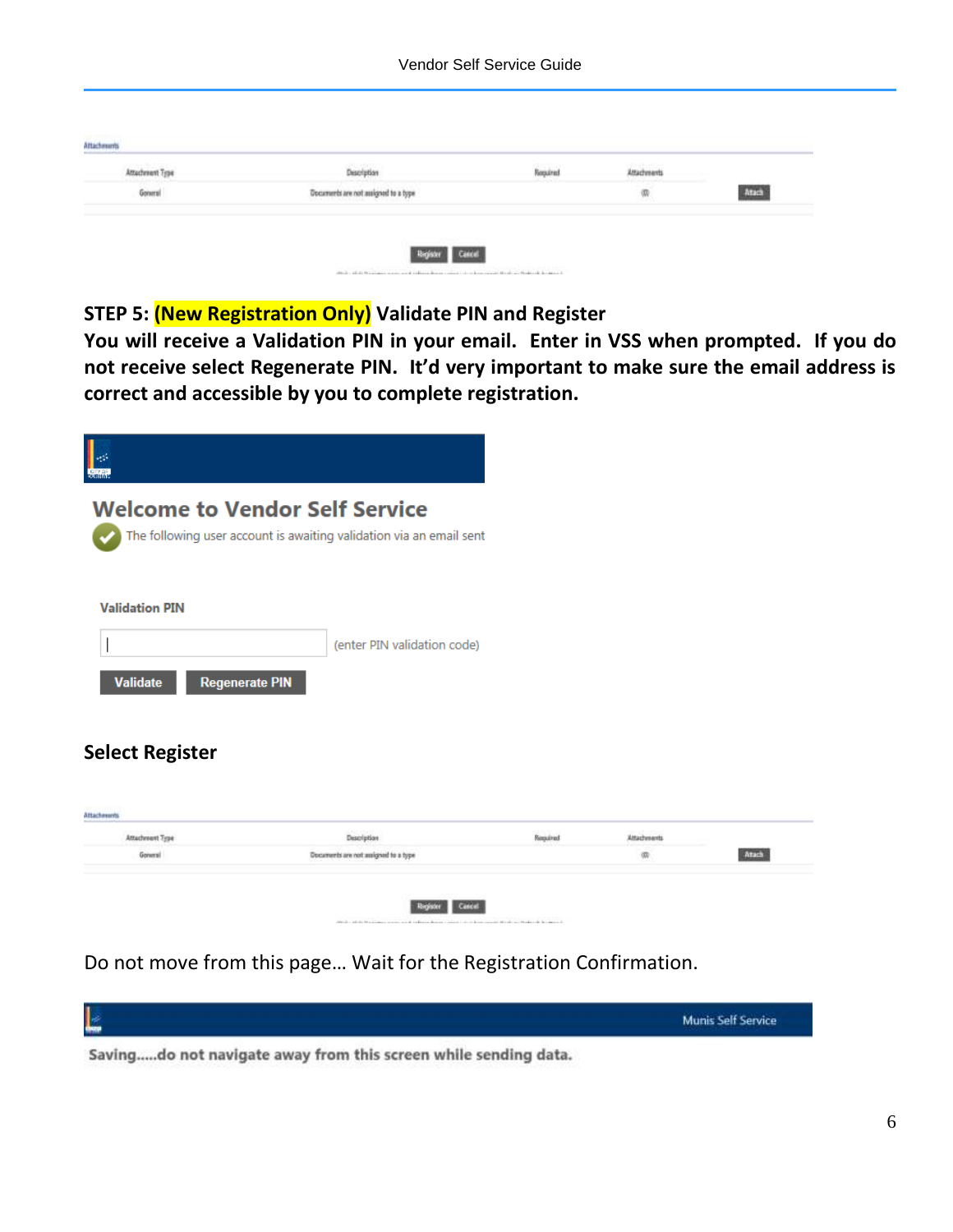**STEP 5: (New Registration Only) Validate PIN and Register**

**You will receive a Validation PIN in your email. Enter in VSS when prompted. If you do not receive select Regenerate PIN. It'd very important to make sure the email address is correct and accessible by you to complete registration.**

**Select Register**

Do not move from this page… Wait for the Registration Confirmation.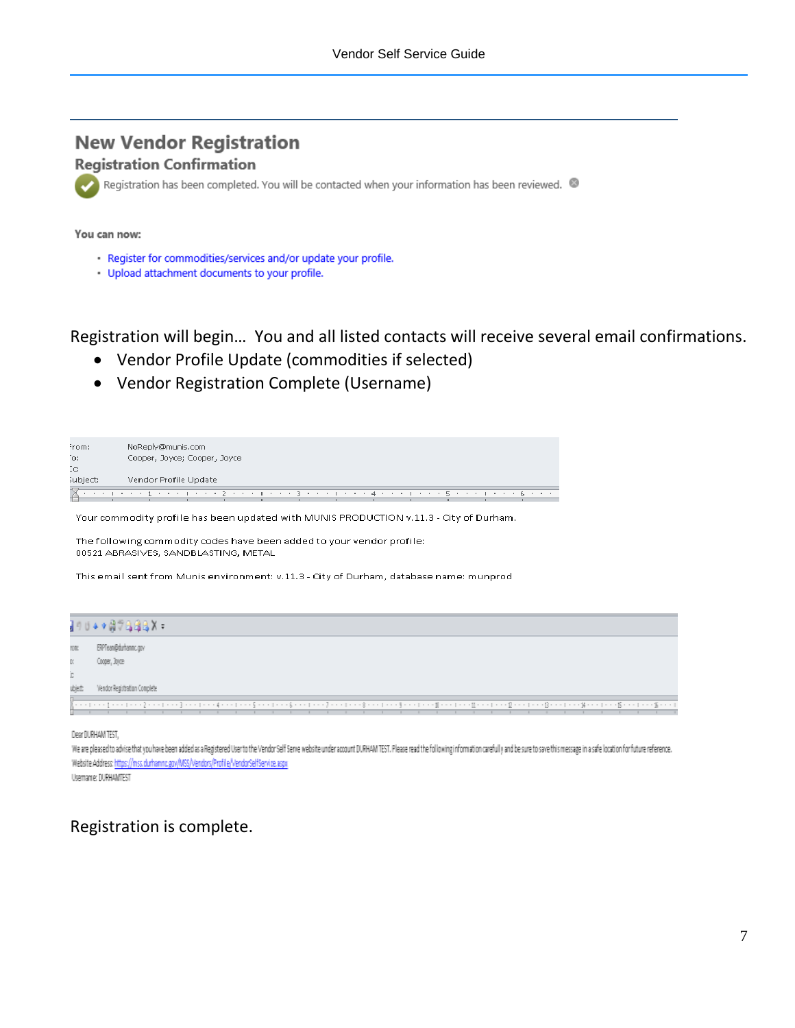## New Vendor Registration

### Registration Confirmation

Registration has been completed. You will be contacted when your information has been reviewed.

**You can now:**

- Register for commodities/services and/or update your profile.
- Upload attachment documents to your profile.

Registration will begin… You and all listed contacts will receive several email confirmations.

- Vendor Profile Update (commodities if selected)
- Vendor Registration Complete (Username)

From: NoReply@munis.com
To: Cooper, Joyce; Cooper, Joyce
Cc:
Subject: Vendor Profile Update

Your commodity profile has been updated with MUNIS PRODUCTION v.11.3 - City of Durham.

The following commodity codes have been added to your vendor profile:
00521 ABRASIVES, SANDBLASTING, METAL

This email sent from Munis environment: v.11.3 - City of Durham, database name: munprod

From: ERPTeam@durhamnc.gov
To: Cooper, Joyce
Cc:
Subject: Vendor Registration Complete

Dear DURHAM TEST,

We are pleased to advise that you have been added as a Registered User to the Vendor Self Serve website under account DURHAM TEST. Please read the following information carefully and be sure to save this message in a safe location for future reference.

Website Address: https://mss.durhamnc.gov/MSS/Vendors/Profile/VendorSelfService.aspx

Username: DURHAMTEST

Registration is complete.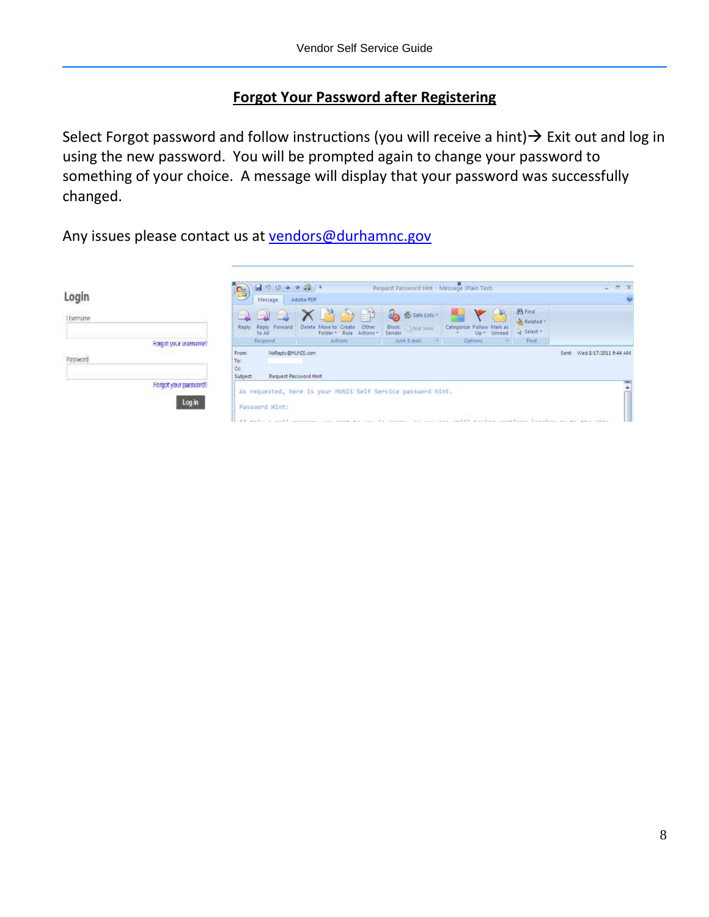## Forgot Your Password after Registering

Select Forgot password and follow instructions (you will receive a hint)→ Exit out and log in using the new password. You will be prompted again to change your password to something of your choice. A message will display that your password was successfully changed.

Any issues please contact us at vendors@durhamnc.gov